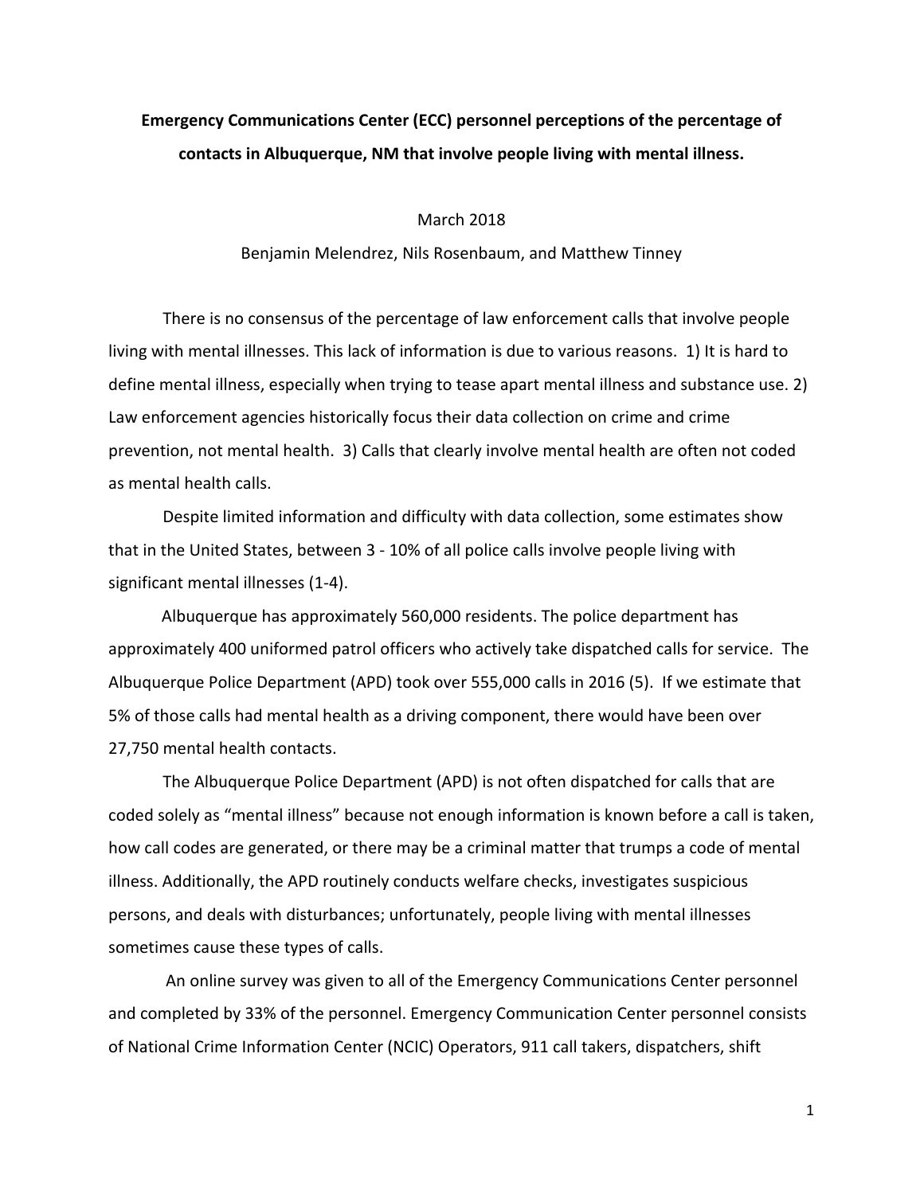**Emergency Communications Center (ECC) personnel perceptions of the percentage of contacts in Albuquerque, NM that involve people living with mental illness.**

March 2018

Benjamin Melendrez, Nils Rosenbaum, and Matthew Tinney

There is no consensus of the percentage of law enforcement calls that involve people living with mental illnesses. This lack of information is due to various reasons. 1) It is hard to define mental illness, especially when trying to tease apart mental illness and substance use. 2) Law enforcement agencies historically focus their data collection on crime and crime prevention, not mental health. 3) Calls that clearly involve mental health are often not coded as mental health calls.

Despite limited information and difficulty with data collection, some estimates show that in the United States, between 3 - 10% of all police calls involve people living with significant mental illnesses (1-4).

Albuquerque has approximately 560,000 residents. The police department has approximately 400 uniformed patrol officers who actively take dispatched calls for service. The Albuquerque Police Department (APD) took over 555,000 calls in 2016 (5). If we estimate that 5% of those calls had mental health as a driving component, there would have been over 27,750 mental health contacts.

The Albuquerque Police Department (APD) is not often dispatched for calls that are coded solely as "mental illness" because not enough information is known before a call is taken, how call codes are generated, or there may be a criminal matter that trumps a code of mental illness. Additionally, the APD routinely conducts welfare checks, investigates suspicious persons, and deals with disturbances; unfortunately, people living with mental illnesses sometimes cause these types of calls.

An online survey was given to all of the Emergency Communications Center personnel and completed by 33% of the personnel. Emergency Communication Center personnel consists of National Crime Information Center (NCIC) Operators, 911 call takers, dispatchers, shift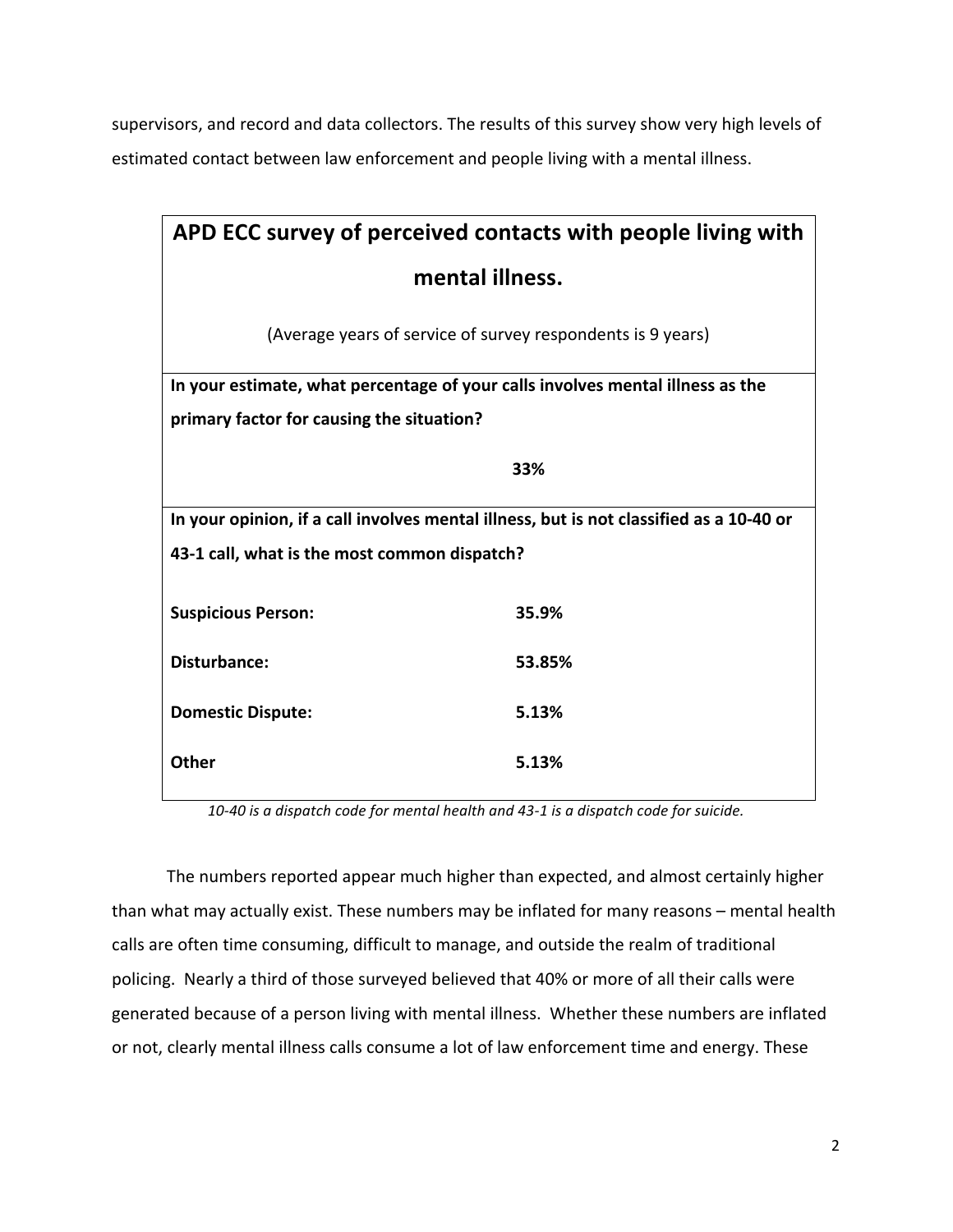supervisors, and record and data collectors. The results of this survey show very high levels of estimated contact between law enforcement and people living with a mental illness.

| **APD ECC survey of perceived contacts with people living with mental illness.** | |
|---|---|
| (Average years of service of survey respondents is 9 years) | |
| **In your estimate, what percentage of your calls involves mental illness as the primary factor for causing the situation?** | |
| | **33%** |
| **In your opinion, if a call involves mental illness, but is not classified as a 10-40 or 43-1 call, what is the most common dispatch?** | |
| **Suspicious Person:** | **35.9%** |
| **Disturbance:** | **53.85%** |
| **Domestic Dispute:** | **5.13%** |
| **Other** | **5.13%** |

*10-40 is a dispatch code for mental health and 43-1 is a dispatch code for suicide.*

The numbers reported appear much higher than expected, and almost certainly higher than what may actually exist. These numbers may be inflated for many reasons – mental health calls are often time consuming, difficult to manage, and outside the realm of traditional policing. Nearly a third of those surveyed believed that 40% or more of all their calls were generated because of a person living with mental illness. Whether these numbers are inflated or not, clearly mental illness calls consume a lot of law enforcement time and energy. These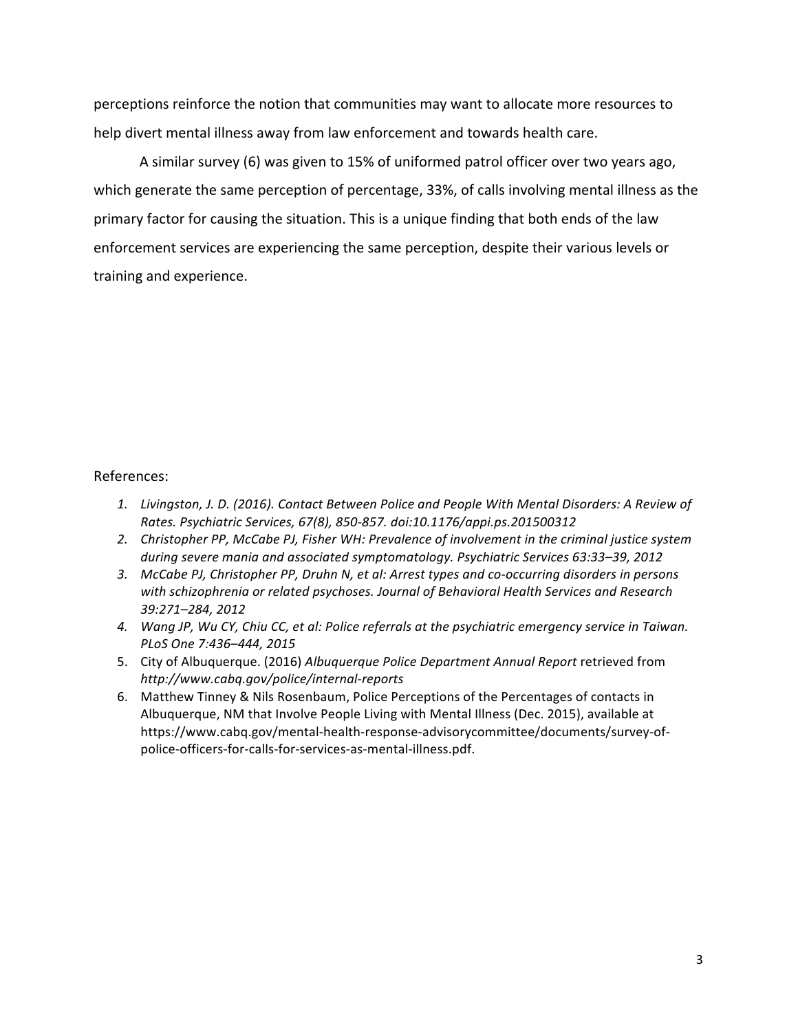perceptions reinforce the notion that communities may want to allocate more resources to help divert mental illness away from law enforcement and towards health care.

A similar survey (6) was given to 15% of uniformed patrol officer over two years ago, which generate the same perception of percentage, 33%, of calls involving mental illness as the primary factor for causing the situation. This is a unique finding that both ends of the law enforcement services are experiencing the same perception, despite their various levels or training and experience.

References:

1. *Livingston, J. D. (2016). Contact Between Police and People With Mental Disorders: A Review of Rates. Psychiatric Services, 67(8), 850-857. doi:10.1176/appi.ps.201500312*
2. *Christopher PP, McCabe PJ, Fisher WH: Prevalence of involvement in the criminal justice system during severe mania and associated symptomatology. Psychiatric Services 63:33–39, 2012*
3. *McCabe PJ, Christopher PP, Druhn N, et al: Arrest types and co-occurring disorders in persons with schizophrenia or related psychoses. Journal of Behavioral Health Services and Research 39:271–284, 2012*
4. *Wang JP, Wu CY, Chiu CC, et al: Police referrals at the psychiatric emergency service in Taiwan. PLoS One 7:436–444, 2015*
5. City of Albuquerque. (2016) *Albuquerque Police Department Annual Report* retrieved from *http://www.cabq.gov/police/internal-reports*
6. Matthew Tinney & Nils Rosenbaum, Police Perceptions of the Percentages of contacts in Albuquerque, NM that Involve People Living with Mental Illness (Dec. 2015), available at https://www.cabq.gov/mental-health-response-advisorycommittee/documents/survey-of-police-officers-for-calls-for-services-as-mental-illness.pdf.